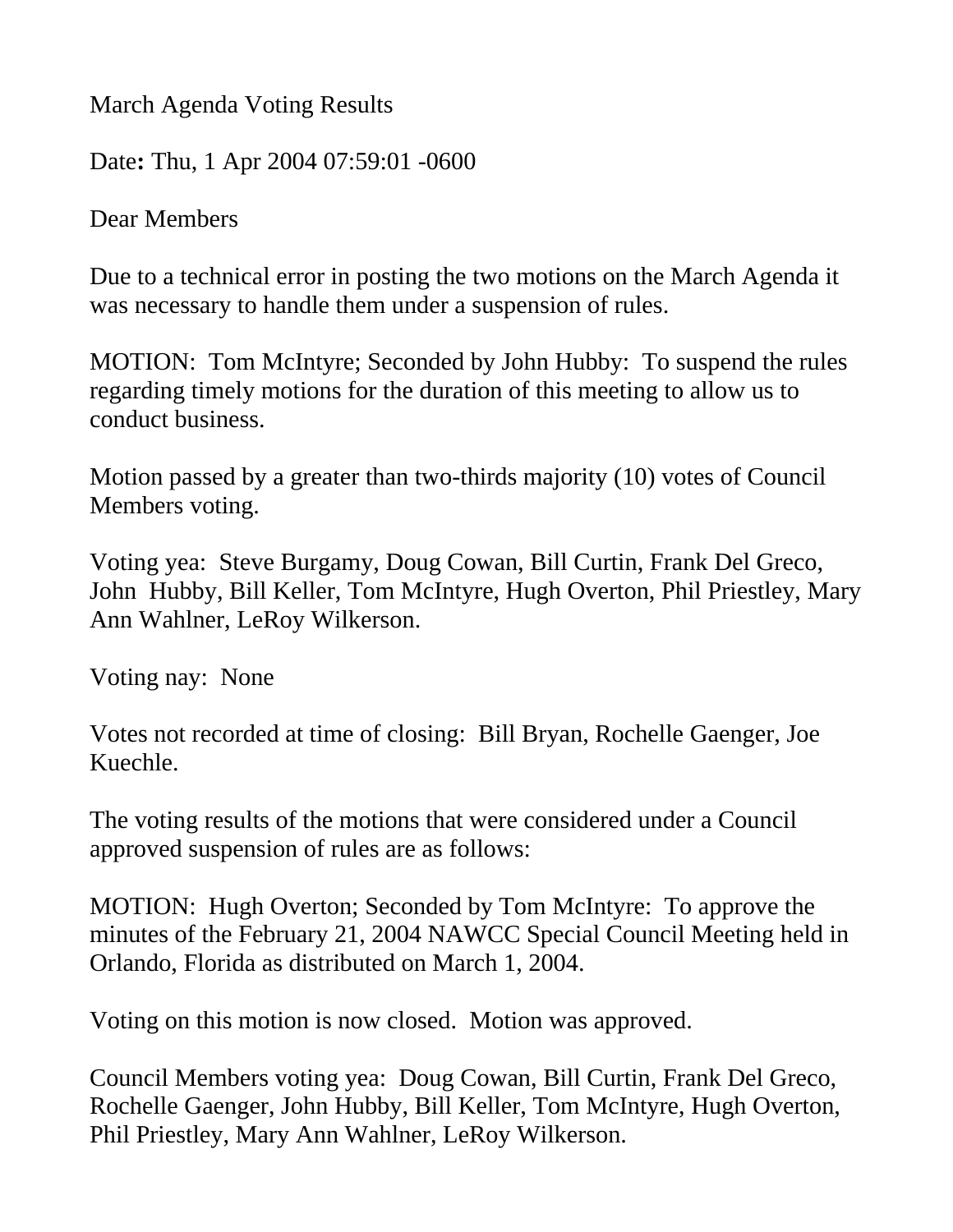March Agenda Voting Results

Date**:** Thu, 1 Apr 2004 07:59:01 -0600

Dear Members

Due to a technical error in posting the two motions on the March Agenda it was necessary to handle them under a suspension of rules.

MOTION: Tom McIntyre; Seconded by John Hubby: To suspend the rules regarding timely motions for the duration of this meeting to allow us to conduct business.

Motion passed by a greater than two-thirds majority (10) votes of Council Members voting.

Voting yea: Steve Burgamy, Doug Cowan, Bill Curtin, Frank Del Greco, John Hubby, Bill Keller, Tom McIntyre, Hugh Overton, Phil Priestley, Mary Ann Wahlner, LeRoy Wilkerson.

Voting nay: None

Votes not recorded at time of closing: Bill Bryan, Rochelle Gaenger, Joe Kuechle.

The voting results of the motions that were considered under a Council approved suspension of rules are as follows:

MOTION: Hugh Overton; Seconded by Tom McIntyre: To approve the minutes of the February 21, 2004 NAWCC Special Council Meeting held in Orlando, Florida as distributed on March 1, 2004.

Voting on this motion is now closed. Motion was approved.

Council Members voting yea: Doug Cowan, Bill Curtin, Frank Del Greco, Rochelle Gaenger, John Hubby, Bill Keller, Tom McIntyre, Hugh Overton, Phil Priestley, Mary Ann Wahlner, LeRoy Wilkerson.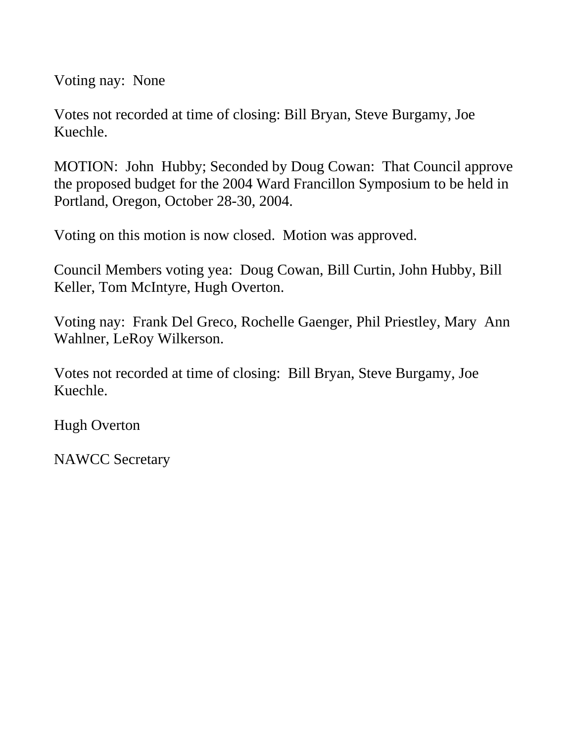Voting nay:  None

Votes not recorded at time of closing: Bill Bryan, Steve Burgamy, Joe Kuechle.

MOTION:  John  Hubby; Seconded by Doug Cowan:  That Council approve the proposed budget for the 2004 Ward Francillon Symposium to be held in Portland, Oregon, October 28-30, 2004.

Voting on this motion is now closed.  Motion was approved.

Council Members voting yea:  Doug Cowan, Bill Curtin, John Hubby, Bill Keller, Tom McIntyre, Hugh Overton.

Voting nay:  Frank Del Greco, Rochelle Gaenger, Phil Priestley, Mary  Ann Wahlner, LeRoy Wilkerson.

Votes not recorded at time of closing:  Bill Bryan, Steve Burgamy, Joe Kuechle.

Hugh Overton

NAWCC Secretary